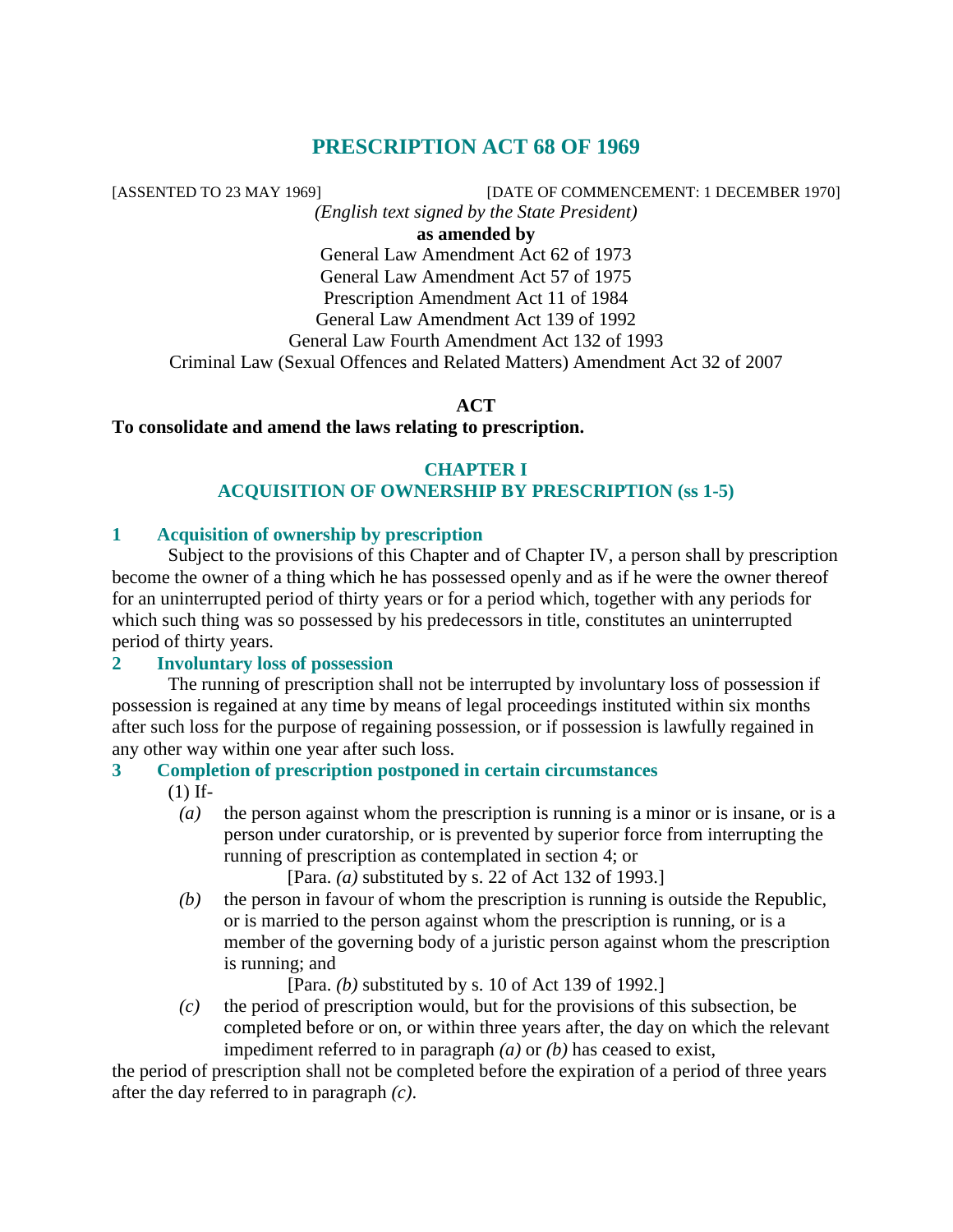# PRESCRIPTION ACT 68 OF 1969

[ASSENTED TO 23 MAY 1969] [DATE OF COMMENCEMENT: 1 DECEMBER 1970]

*(English text signed by the State President)*

**as amended by**

General Law Amendment Act 62 of 1973
General Law Amendment Act 57 of 1975
Prescription Amendment Act 11 of 1984
General Law Amendment Act 139 of 1992
General Law Fourth Amendment Act 132 of 1993
Criminal Law (Sexual Offences and Related Matters) Amendment Act 32 of 2007

**ACT**

**To consolidate and amend the laws relating to prescription.**

## CHAPTER I
## ACQUISITION OF OWNERSHIP BY PRESCRIPTION (ss 1-5)

### 1 Acquisition of ownership by prescription

Subject to the provisions of this Chapter and of Chapter IV, a person shall by prescription become the owner of a thing which he has possessed openly and as if he were the owner thereof for an uninterrupted period of thirty years or for a period which, together with any periods for which such thing was so possessed by his predecessors in title, constitutes an uninterrupted period of thirty years.

### 2 Involuntary loss of possession

The running of prescription shall not be interrupted by involuntary loss of possession if possession is regained at any time by means of legal proceedings instituted within six months after such loss for the purpose of regaining possession, or if possession is lawfully regained in any other way within one year after such loss.

### 3 Completion of prescription postponed in certain circumstances

(1) If-

*(a)* the person against whom the prescription is running is a minor or is insane, or is a person under curatorship, or is prevented by superior force from interrupting the running of prescription as contemplated in section 4; or

[Para. *(a)* substituted by s. 22 of Act 132 of 1993.]

*(b)* the person in favour of whom the prescription is running is outside the Republic, or is married to the person against whom the prescription is running, or is a member of the governing body of a juristic person against whom the prescription is running; and

[Para. *(b)* substituted by s. 10 of Act 139 of 1992.]

*(c)* the period of prescription would, but for the provisions of this subsection, be completed before or on, or within three years after, the day on which the relevant impediment referred to in paragraph *(a)* or *(b)* has ceased to exist,

the period of prescription shall not be completed before the expiration of a period of three years after the day referred to in paragraph *(c)*.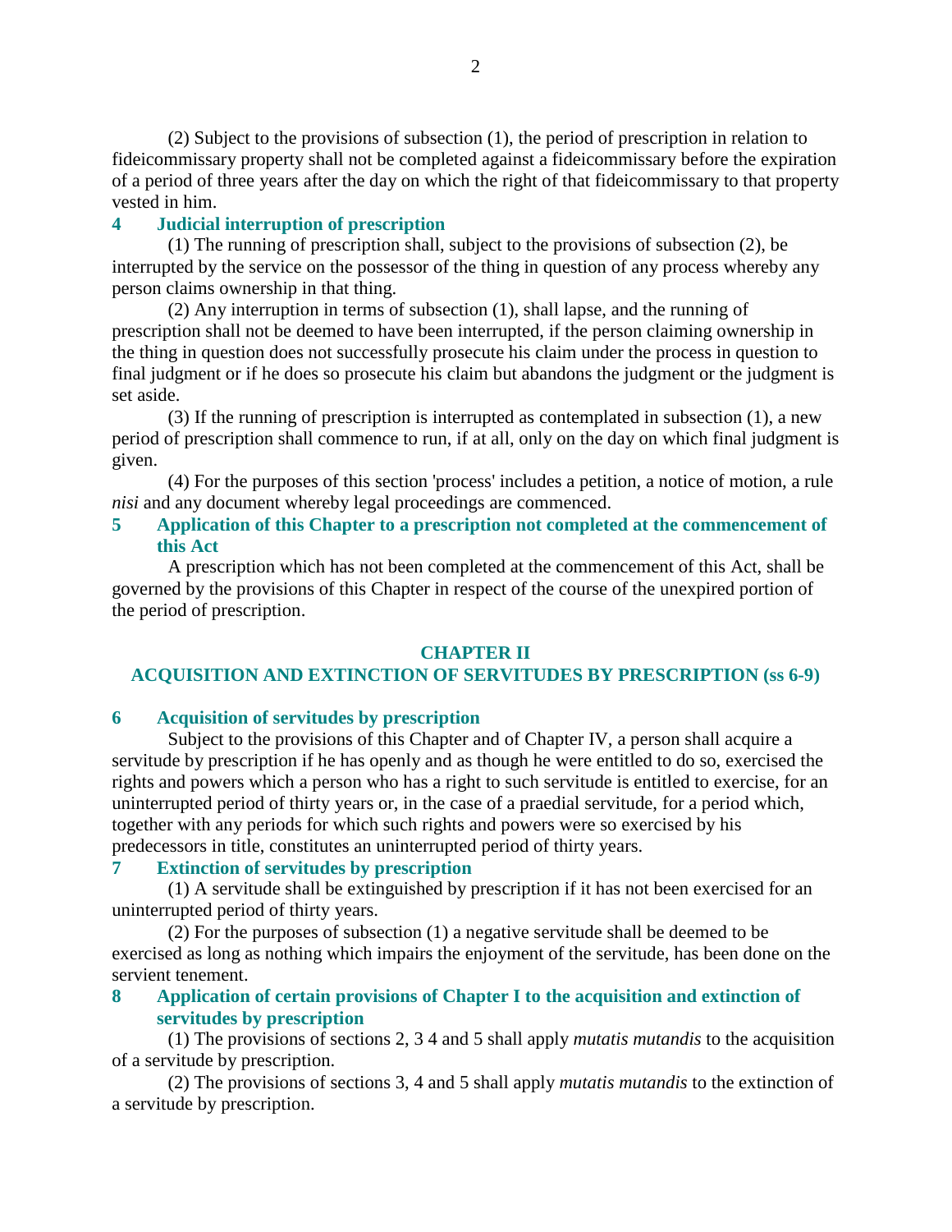(2) Subject to the provisions of subsection (1), the period of prescription in relation to fideicommissary property shall not be completed against a fideicommissary before the expiration of a period of three years after the day on which the right of that fideicommissary to that property vested in him.

### 4 Judicial interruption of prescription

(1) The running of prescription shall, subject to the provisions of subsection (2), be interrupted by the service on the possessor of the thing in question of any process whereby any person claims ownership in that thing.

(2) Any interruption in terms of subsection (1), shall lapse, and the running of prescription shall not be deemed to have been interrupted, if the person claiming ownership in the thing in question does not successfully prosecute his claim under the process in question to final judgment or if he does so prosecute his claim but abandons the judgment or the judgment is set aside.

(3) If the running of prescription is interrupted as contemplated in subsection (1), a new period of prescription shall commence to run, if at all, only on the day on which final judgment is given.

(4) For the purposes of this section 'process' includes a petition, a notice of motion, a rule *nisi* and any document whereby legal proceedings are commenced.

### 5 Application of this Chapter to a prescription not completed at the commencement of this Act

A prescription which has not been completed at the commencement of this Act, shall be governed by the provisions of this Chapter in respect of the course of the unexpired portion of the period of prescription.

## CHAPTER II
## ACQUISITION AND EXTINCTION OF SERVITUDES BY PRESCRIPTION (ss 6-9)

### 6 Acquisition of servitudes by prescription

Subject to the provisions of this Chapter and of Chapter IV, a person shall acquire a servitude by prescription if he has openly and as though he were entitled to do so, exercised the rights and powers which a person who has a right to such servitude is entitled to exercise, for an uninterrupted period of thirty years or, in the case of a praedial servitude, for a period which, together with any periods for which such rights and powers were so exercised by his predecessors in title, constitutes an uninterrupted period of thirty years.

### 7 Extinction of servitudes by prescription

(1) A servitude shall be extinguished by prescription if it has not been exercised for an uninterrupted period of thirty years.

(2) For the purposes of subsection (1) a negative servitude shall be deemed to be exercised as long as nothing which impairs the enjoyment of the servitude, has been done on the servient tenement.

### 8 Application of certain provisions of Chapter I to the acquisition and extinction of servitudes by prescription

(1) The provisions of sections 2, 3 4 and 5 shall apply *mutatis mutandis* to the acquisition of a servitude by prescription.

(2) The provisions of sections 3, 4 and 5 shall apply *mutatis mutandis* to the extinction of a servitude by prescription.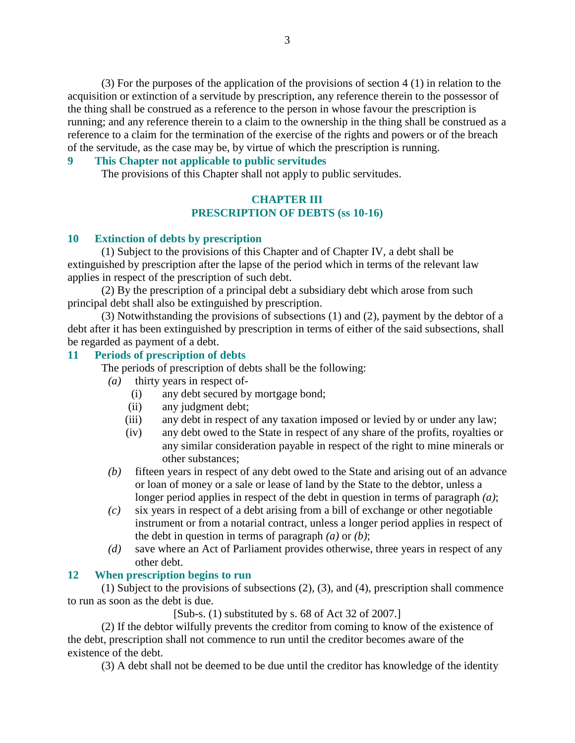(3) For the purposes of the application of the provisions of section 4 (1) in relation to the acquisition or extinction of a servitude by prescription, any reference therein to the possessor of the thing shall be construed as a reference to the person in whose favour the prescription is running; and any reference therein to a claim to the ownership in the thing shall be construed as a reference to a claim for the termination of the exercise of the rights and powers or of the breach of the servitude, as the case may be, by virtue of which the prescription is running.

### 9 This Chapter not applicable to public servitudes

The provisions of this Chapter shall not apply to public servitudes.

## CHAPTER III
## PRESCRIPTION OF DEBTS (ss 10-16)

### 10 Extinction of debts by prescription

(1) Subject to the provisions of this Chapter and of Chapter IV, a debt shall be extinguished by prescription after the lapse of the period which in terms of the relevant law applies in respect of the prescription of such debt.

(2) By the prescription of a principal debt a subsidiary debt which arose from such principal debt shall also be extinguished by prescription.

(3) Notwithstanding the provisions of subsections (1) and (2), payment by the debtor of a debt after it has been extinguished by prescription in terms of either of the said subsections, shall be regarded as payment of a debt.

### 11 Periods of prescription of debts

The periods of prescription of debts shall be the following:

*(a)* thirty years in respect of-

- (i) any debt secured by mortgage bond;
- (ii) any judgment debt;
- (iii) any debt in respect of any taxation imposed or levied by or under any law;
- (iv) any debt owed to the State in respect of any share of the profits, royalties or any similar consideration payable in respect of the right to mine minerals or other substances;

*(b)* fifteen years in respect of any debt owed to the State and arising out of an advance or loan of money or a sale or lease of land by the State to the debtor, unless a longer period applies in respect of the debt in question in terms of paragraph *(a)*;

*(c)* six years in respect of a debt arising from a bill of exchange or other negotiable instrument or from a notarial contract, unless a longer period applies in respect of the debt in question in terms of paragraph *(a)* or *(b)*;

*(d)* save where an Act of Parliament provides otherwise, three years in respect of any other debt.

### 12 When prescription begins to run

(1) Subject to the provisions of subsections (2), (3), and (4), prescription shall commence to run as soon as the debt is due.

[Sub-s. (1) substituted by s. 68 of Act 32 of 2007.]

(2) If the debtor wilfully prevents the creditor from coming to know of the existence of the debt, prescription shall not commence to run until the creditor becomes aware of the existence of the debt.

(3) A debt shall not be deemed to be due until the creditor has knowledge of the identity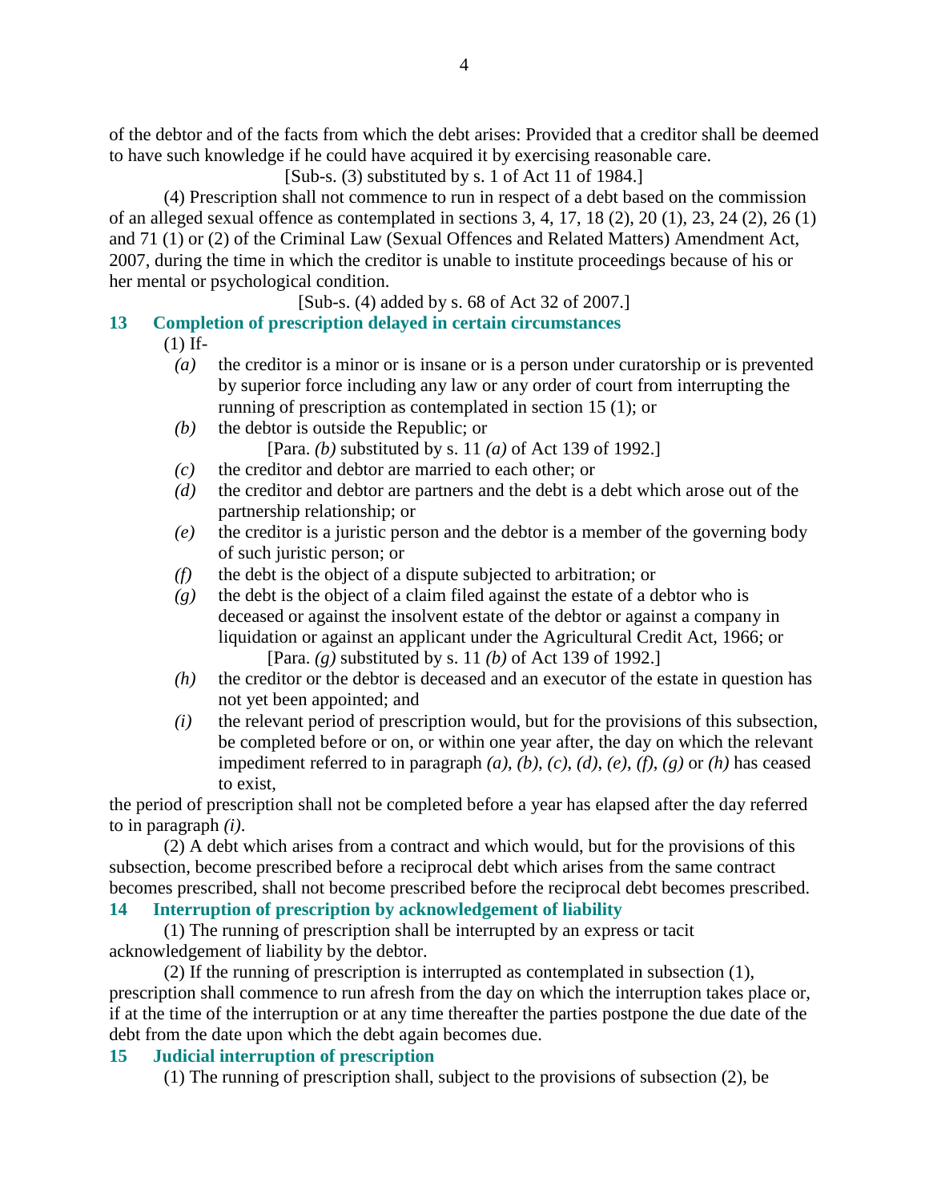of the debtor and of the facts from which the debt arises: Provided that a creditor shall be deemed to have such knowledge if he could have acquired it by exercising reasonable care.

[Sub-s. (3) substituted by s. 1 of Act 11 of 1984.]

(4) Prescription shall not commence to run in respect of a debt based on the commission of an alleged sexual offence as contemplated in sections 3, 4, 17, 18 (2), 20 (1), 23, 24 (2), 26 (1) and 71 (1) or (2) of the Criminal Law (Sexual Offences and Related Matters) Amendment Act, 2007, during the time in which the creditor is unable to institute proceedings because of his or her mental or psychological condition.

[Sub-s. (4) added by s. 68 of Act 32 of 2007.]

### 13 Completion of prescription delayed in certain circumstances

(1) If-

*(a)* the creditor is a minor or is insane or is a person under curatorship or is prevented by superior force including any law or any order of court from interrupting the running of prescription as contemplated in section 15 (1); or

*(b)* the debtor is outside the Republic; or

[Para. *(b)* substituted by s. 11 *(a)* of Act 139 of 1992.]

*(c)* the creditor and debtor are married to each other; or

*(d)* the creditor and debtor are partners and the debt is a debt which arose out of the partnership relationship; or

*(e)* the creditor is a juristic person and the debtor is a member of the governing body of such juristic person; or

*(f)* the debt is the object of a dispute subjected to arbitration; or

*(g)* the debt is the object of a claim filed against the estate of a debtor who is deceased or against the insolvent estate of the debtor or against a company in liquidation or against an applicant under the Agricultural Credit Act, 1966; or

[Para. *(g)* substituted by s. 11 *(b)* of Act 139 of 1992.]

*(h)* the creditor or the debtor is deceased and an executor of the estate in question has not yet been appointed; and

*(i)* the relevant period of prescription would, but for the provisions of this subsection, be completed before or on, or within one year after, the day on which the relevant impediment referred to in paragraph *(a)*, *(b)*, *(c)*, *(d)*, *(e)*, *(f)*, *(g)* or *(h)* has ceased to exist,

the period of prescription shall not be completed before a year has elapsed after the day referred to in paragraph *(i)*.

(2) A debt which arises from a contract and which would, but for the provisions of this subsection, become prescribed before a reciprocal debt which arises from the same contract becomes prescribed, shall not become prescribed before the reciprocal debt becomes prescribed.

### 14 Interruption of prescription by acknowledgement of liability

(1) The running of prescription shall be interrupted by an express or tacit acknowledgement of liability by the debtor.

(2) If the running of prescription is interrupted as contemplated in subsection (1), prescription shall commence to run afresh from the day on which the interruption takes place or, if at the time of the interruption or at any time thereafter the parties postpone the due date of the debt from the date upon which the debt again becomes due.

### 15 Judicial interruption of prescription

(1) The running of prescription shall, subject to the provisions of subsection (2), be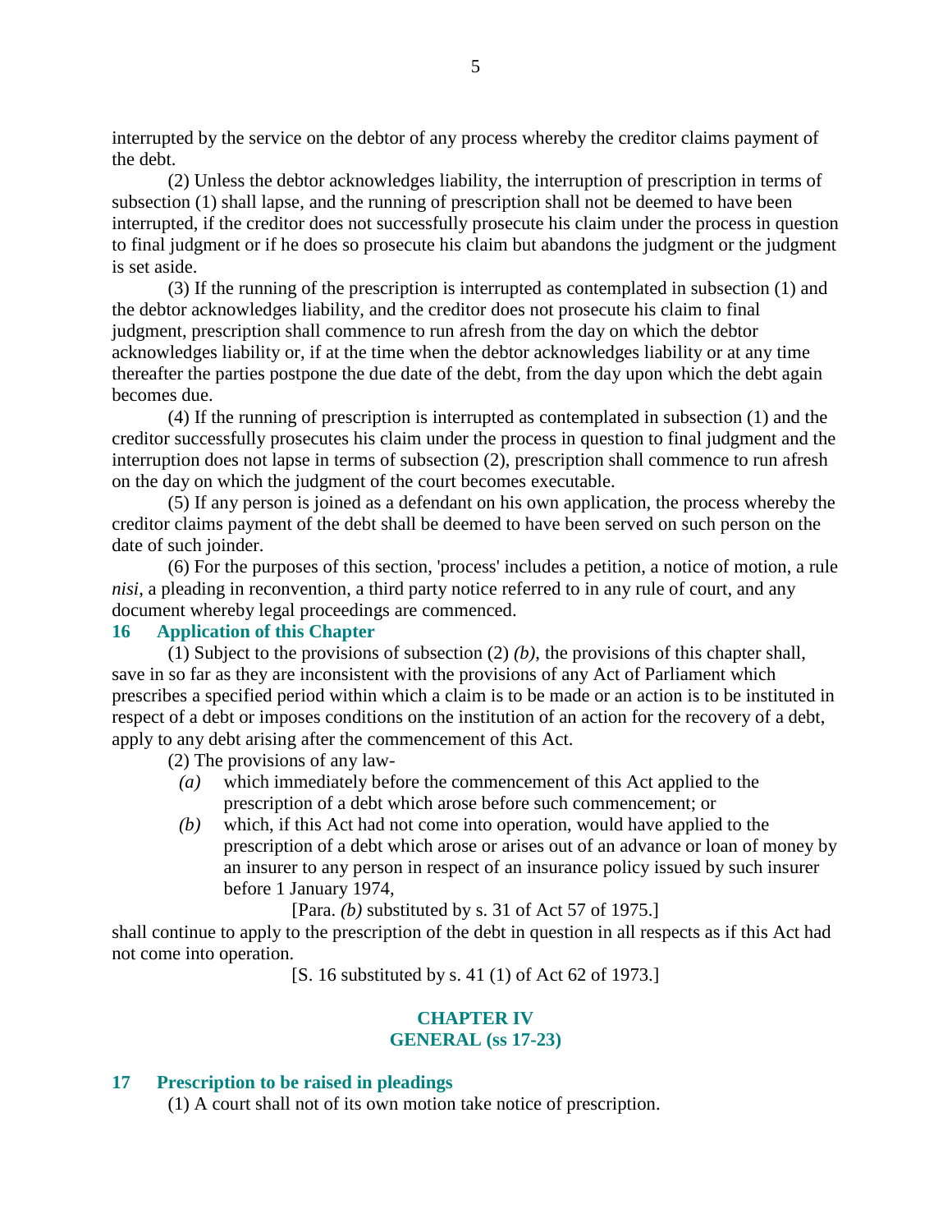interrupted by the service on the debtor of any process whereby the creditor claims payment of the debt.

(2) Unless the debtor acknowledges liability, the interruption of prescription in terms of subsection (1) shall lapse, and the running of prescription shall not be deemed to have been interrupted, if the creditor does not successfully prosecute his claim under the process in question to final judgment or if he does so prosecute his claim but abandons the judgment or the judgment is set aside.

(3) If the running of the prescription is interrupted as contemplated in subsection (1) and the debtor acknowledges liability, and the creditor does not prosecute his claim to final judgment, prescription shall commence to run afresh from the day on which the debtor acknowledges liability or, if at the time when the debtor acknowledges liability or at any time thereafter the parties postpone the due date of the debt, from the day upon which the debt again becomes due.

(4) If the running of prescription is interrupted as contemplated in subsection (1) and the creditor successfully prosecutes his claim under the process in question to final judgment and the interruption does not lapse in terms of subsection (2), prescription shall commence to run afresh on the day on which the judgment of the court becomes executable.

(5) If any person is joined as a defendant on his own application, the process whereby the creditor claims payment of the debt shall be deemed to have been served on such person on the date of such joinder.

(6) For the purposes of this section, 'process' includes a petition, a notice of motion, a rule *nisi*, a pleading in reconvention, a third party notice referred to in any rule of court, and any document whereby legal proceedings are commenced.

### 16 Application of this Chapter

(1) Subject to the provisions of subsection (2) *(b)*, the provisions of this chapter shall, save in so far as they are inconsistent with the provisions of any Act of Parliament which prescribes a specified period within which a claim is to be made or an action is to be instituted in respect of a debt or imposes conditions on the institution of an action for the recovery of a debt, apply to any debt arising after the commencement of this Act.

(2) The provisions of any law-

*(a)* which immediately before the commencement of this Act applied to the prescription of a debt which arose before such commencement; or

*(b)* which, if this Act had not come into operation, would have applied to the prescription of a debt which arose or arises out of an advance or loan of money by an insurer to any person in respect of an insurance policy issued by such insurer before 1 January 1974,

[Para. *(b)* substituted by s. 31 of Act 57 of 1975.]

shall continue to apply to the prescription of the debt in question in all respects as if this Act had not come into operation.

[S. 16 substituted by s. 41 (1) of Act 62 of 1973.]

## CHAPTER IV
## GENERAL (ss 17-23)

### 17 Prescription to be raised in pleadings

(1) A court shall not of its own motion take notice of prescription.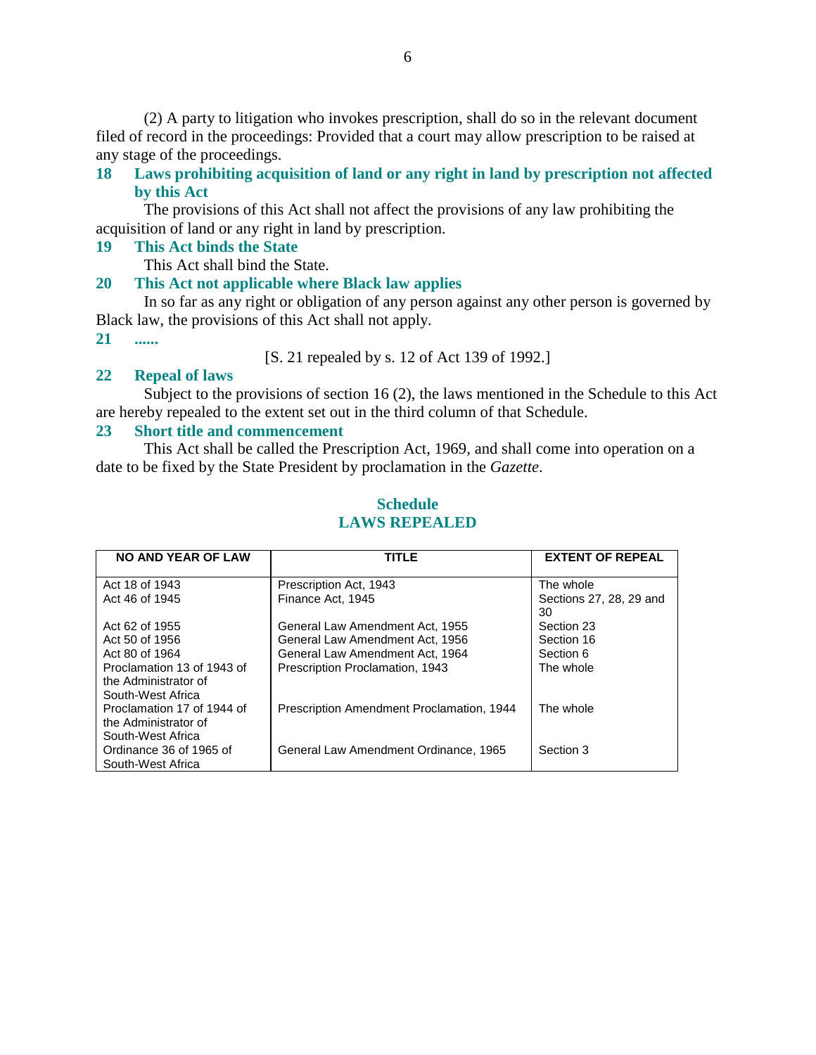(2) A party to litigation who invokes prescription, shall do so in the relevant document filed of record in the proceedings: Provided that a court may allow prescription to be raised at any stage of the proceedings.

### 18 Laws prohibiting acquisition of land or any right in land by prescription not affected by this Act

The provisions of this Act shall not affect the provisions of any law prohibiting the acquisition of land or any right in land by prescription.

### 19 This Act binds the State

This Act shall bind the State.

### 20 This Act not applicable where Black law applies

In so far as any right or obligation of any person against any other person is governed by Black law, the provisions of this Act shall not apply.

### 21 ......

[S. 21 repealed by s. 12 of Act 139 of 1992.]

### 22 Repeal of laws

Subject to the provisions of section 16 (2), the laws mentioned in the Schedule to this Act are hereby repealed to the extent set out in the third column of that Schedule.

### 23 Short title and commencement

This Act shall be called the Prescription Act, 1969, and shall come into operation on a date to be fixed by the State President by proclamation in the *Gazette*.

## Schedule
## LAWS REPEALED

| NO AND YEAR OF LAW | TITLE | EXTENT OF REPEAL |
|---|---|---|
| Act 18 of 1943 | Prescription Act, 1943 | The whole |
| Act 46 of 1945 | Finance Act, 1945 | Sections 27, 28, 29 and 30 |
| Act 62 of 1955 | General Law Amendment Act, 1955 | Section 23 |
| Act 50 of 1956 | General Law Amendment Act, 1956 | Section 16 |
| Act 80 of 1964 | General Law Amendment Act, 1964 | Section 6 |
| Proclamation 13 of 1943 of the Administrator of South-West Africa | Prescription Proclamation, 1943 | The whole |
| Proclamation 17 of 1944 of the Administrator of South-West Africa | Prescription Amendment Proclamation, 1944 | The whole |
| Ordinance 36 of 1965 of South-West Africa | General Law Amendment Ordinance, 1965 | Section 3 |